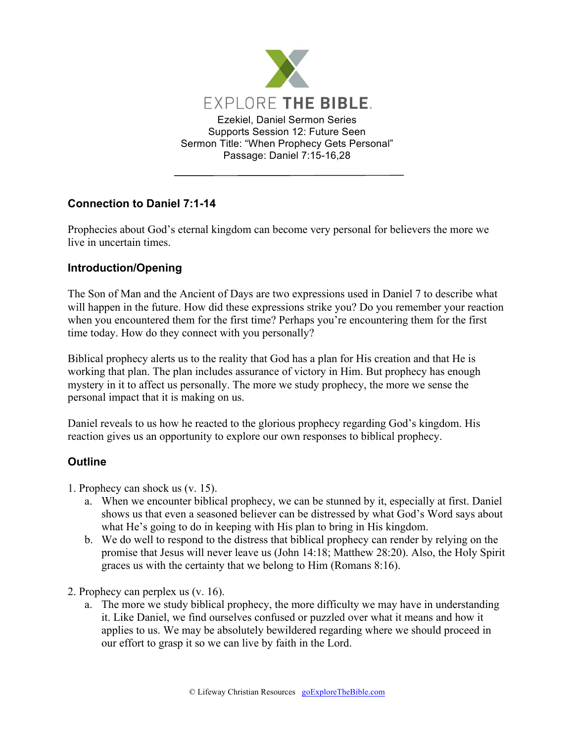# EXPLORE THE BIBLE.

Ezekiel, Daniel Sermon Series
Supports Session 12: Future Seen
Sermon Title: "When Prophecy Gets Personal"
Passage: Daniel 7:15-16,28

---

## Connection to Daniel 7:1-14

Prophecies about God's eternal kingdom can become very personal for believers the more we live in uncertain times.

## Introduction/Opening

The Son of Man and the Ancient of Days are two expressions used in Daniel 7 to describe what will happen in the future. How did these expressions strike you? Do you remember your reaction when you encountered them for the first time? Perhaps you're encountering them for the first time today. How do they connect with you personally?

Biblical prophecy alerts us to the reality that God has a plan for His creation and that He is working that plan. The plan includes assurance of victory in Him. But prophecy has enough mystery in it to affect us personally. The more we study prophecy, the more we sense the personal impact that it is making on us.

Daniel reveals to us how he reacted to the glorious prophecy regarding God's kingdom. His reaction gives us an opportunity to explore our own responses to biblical prophecy.

## Outline

1. Prophecy can shock us (v. 15).
   a. When we encounter biblical prophecy, we can be stunned by it, especially at first. Daniel shows us that even a seasoned believer can be distressed by what God's Word says about what He's going to do in keeping with His plan to bring in His kingdom.
   b. We do well to respond to the distress that biblical prophecy can render by relying on the promise that Jesus will never leave us (John 14:18; Matthew 28:20). Also, the Holy Spirit graces us with the certainty that we belong to Him (Romans 8:16).

2. Prophecy can perplex us (v. 16).
   a. The more we study biblical prophecy, the more difficulty we may have in understanding it. Like Daniel, we find ourselves confused or puzzled over what it means and how it applies to us. We may be absolutely bewildered regarding where we should proceed in our effort to grasp it so we can live by faith in the Lord.

© Lifeway Christian Resources goExploreTheBible.com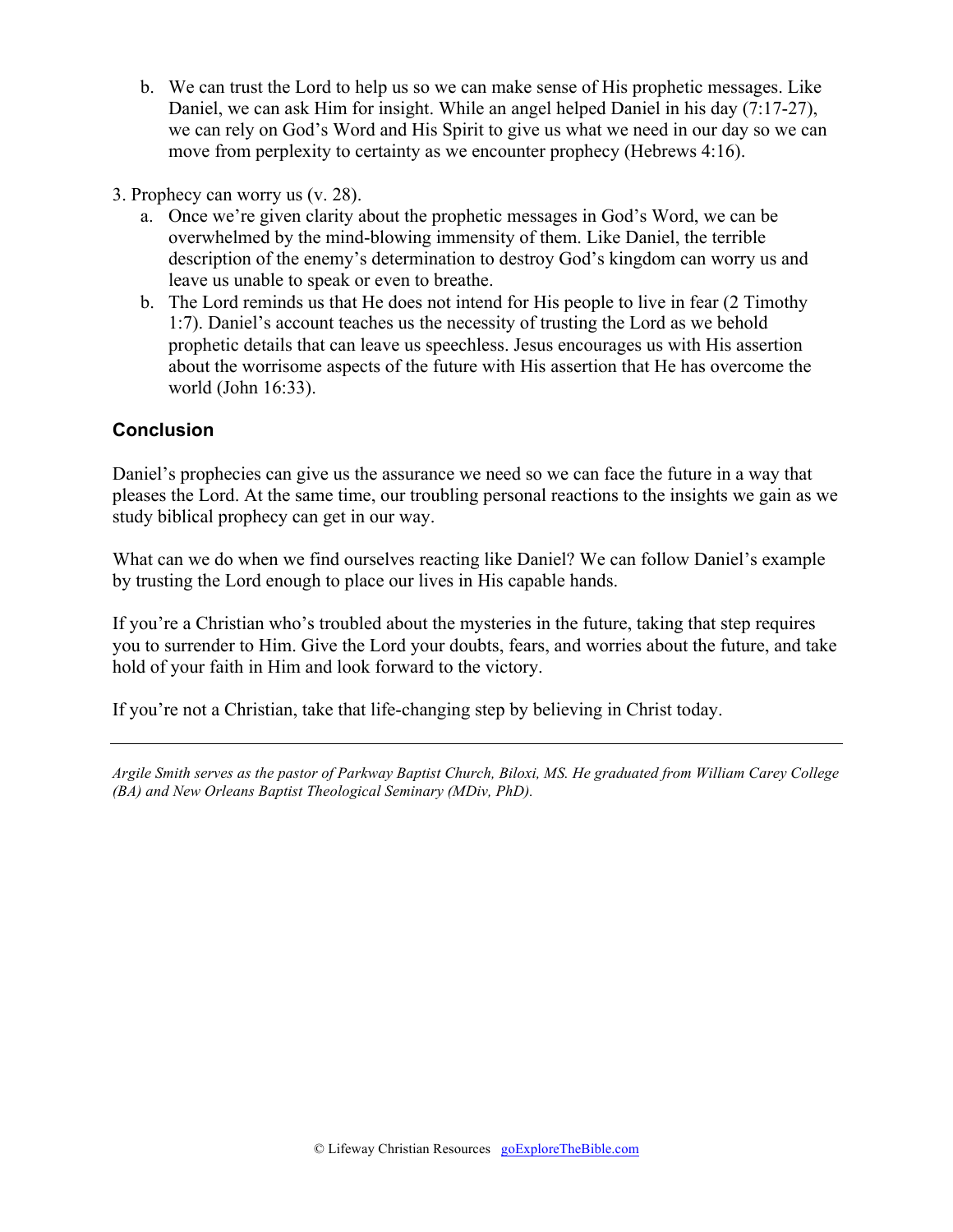b. We can trust the Lord to help us so we can make sense of His prophetic messages. Like Daniel, we can ask Him for insight. While an angel helped Daniel in his day (7:17-27), we can rely on God's Word and His Spirit to give us what we need in our day so we can move from perplexity to certainty as we encounter prophecy (Hebrews 4:16).

3. Prophecy can worry us (v. 28).

   a. Once we're given clarity about the prophetic messages in God's Word, we can be overwhelmed by the mind-blowing immensity of them. Like Daniel, the terrible description of the enemy's determination to destroy God's kingdom can worry us and leave us unable to speak or even to breathe.

   b. The Lord reminds us that He does not intend for His people to live in fear (2 Timothy 1:7). Daniel's account teaches us the necessity of trusting the Lord as we behold prophetic details that can leave us speechless. Jesus encourages us with His assertion about the worrisome aspects of the future with His assertion that He has overcome the world (John 16:33).

## Conclusion

Daniel's prophecies can give us the assurance we need so we can face the future in a way that pleases the Lord. At the same time, our troubling personal reactions to the insights we gain as we study biblical prophecy can get in our way.

What can we do when we find ourselves reacting like Daniel? We can follow Daniel's example by trusting the Lord enough to place our lives in His capable hands.

If you're a Christian who's troubled about the mysteries in the future, taking that step requires you to surrender to Him. Give the Lord your doubts, fears, and worries about the future, and take hold of your faith in Him and look forward to the victory.

If you're not a Christian, take that life-changing step by believing in Christ today.

---

*Argile Smith serves as the pastor of Parkway Baptist Church, Biloxi, MS. He graduated from William Carey College (BA) and New Orleans Baptist Theological Seminary (MDiv, PhD).*

© Lifeway Christian Resources goExploreTheBible.com